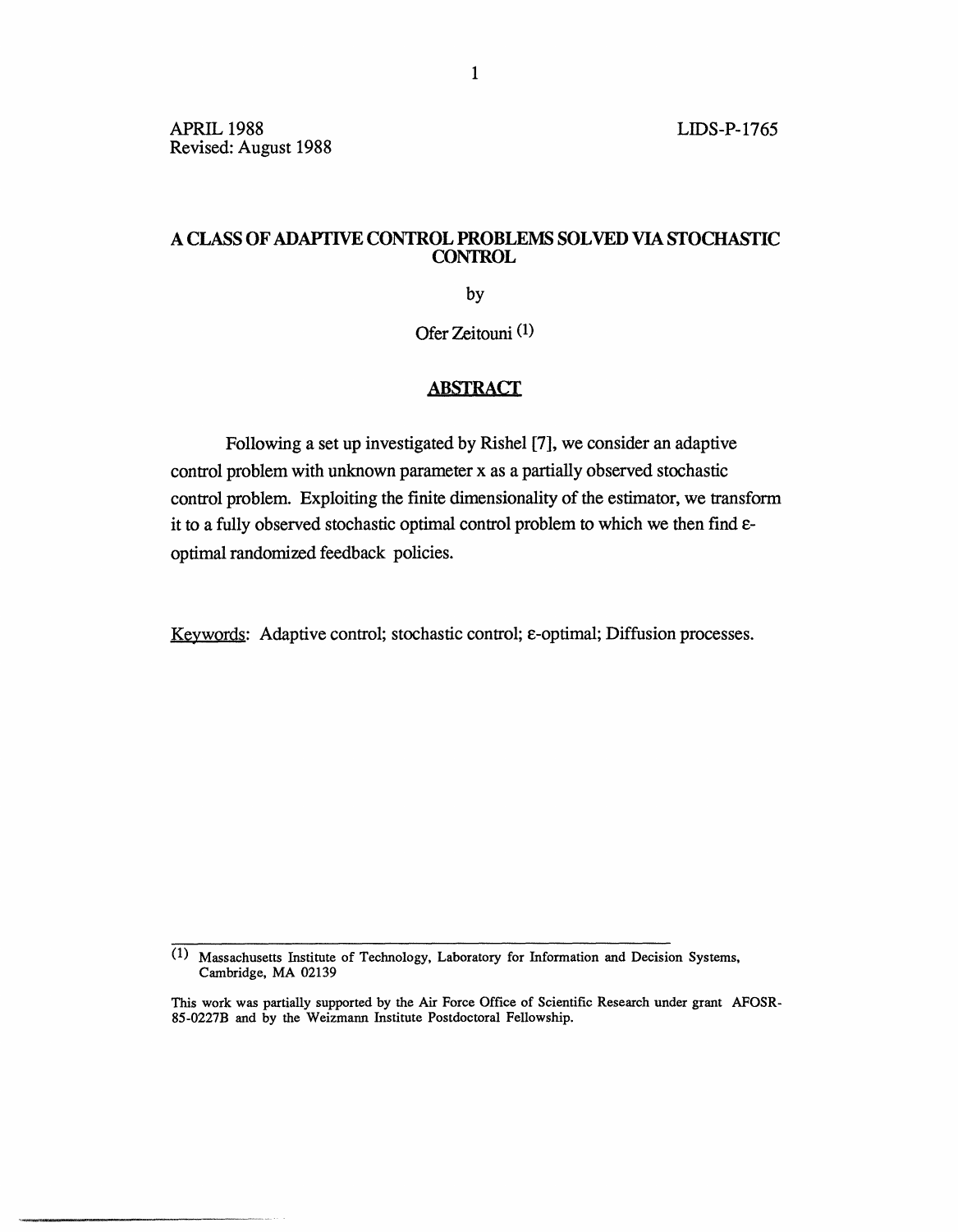APRIL 1988
Revised: August 1988

LIDS-P-1765

# A CLASS OF ADAPTIVE CONTROL PROBLEMS SOLVED VIA STOCHASTIC CONTROL

by

Ofer Zeitouni [1]

## ABSTRACT

Following a set up investigated by Rishel [7], we consider an adaptive control problem with unknown parameter x as a partially observed stochastic control problem. Exploiting the finite dimensionality of the estimator, we transform it to a fully observed stochastic optimal control problem to which we then find $\varepsilon$-optimal randomized feedback policies.

Keywords: Adaptive control; stochastic control; $\varepsilon$-optimal; Diffusion processes.

---

[1] Massachusetts Institute of Technology, Laboratory for Information and Decision Systems, Cambridge, MA 02139

This work was partially supported by the Air Force Office of Scientific Research under grant AFOSR-85-0227B and by the Weizmann Institute Postdoctoral Fellowship.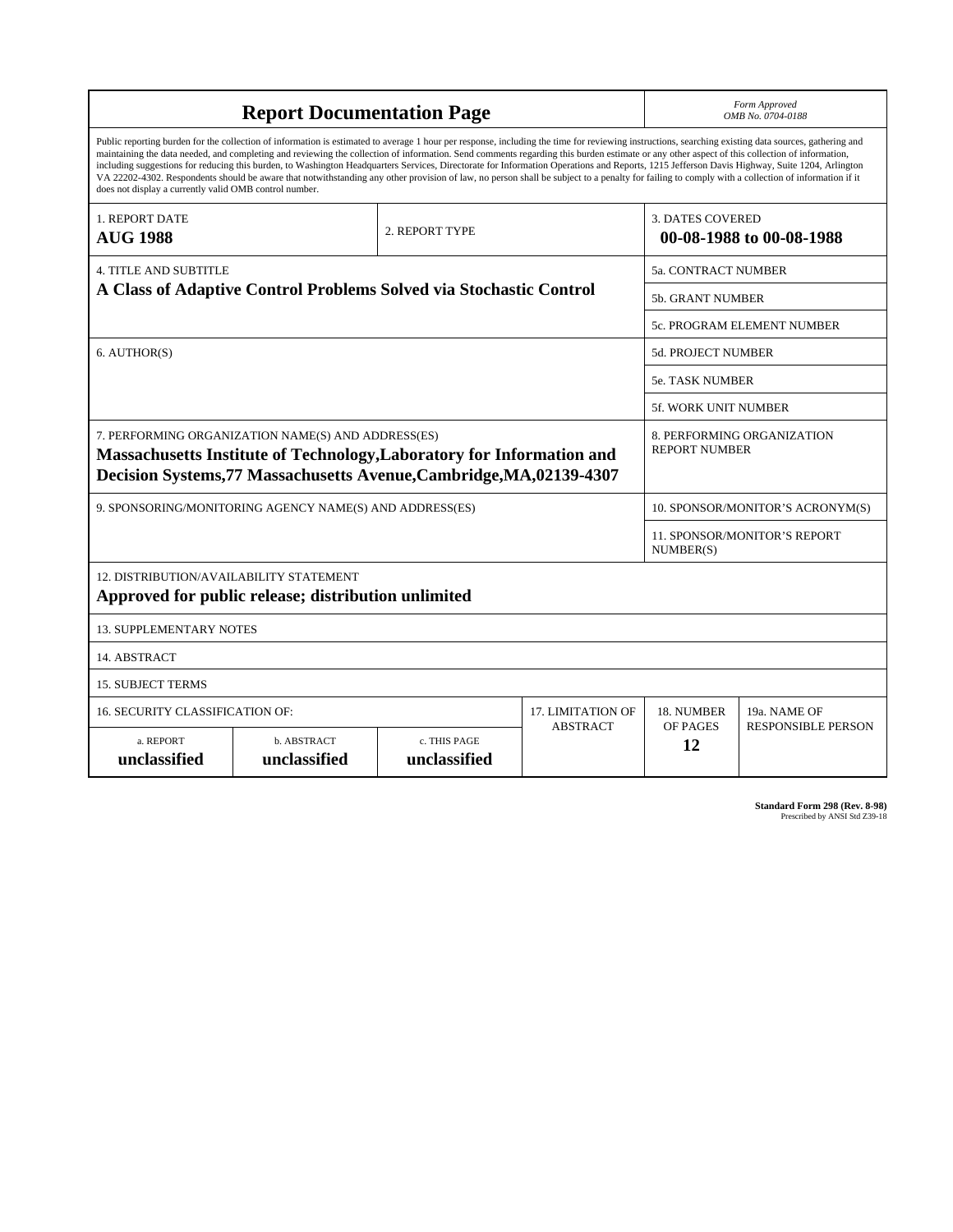# Report Documentation Page

*Form Approved*
*OMB No. 0704-0188*

Public reporting burden for the collection of information is estimated to average 1 hour per response, including the time for reviewing instructions, searching existing data sources, gathering and maintaining the data needed, and completing and reviewing the collection of information. Send comments regarding this burden estimate or any other aspect of this collection of information, including suggestions for reducing this burden, to Washington Headquarters Services, Directorate for Information Operations and Reports, 1215 Jefferson Davis Highway, Suite 1204, Arlington VA 22202-4302. Respondents should be aware that notwithstanding any other provision of law, no person shall be subject to a penalty for failing to comply with a collection of information if it does not display a currently valid OMB control number.

| 1. REPORT DATE | 2. REPORT TYPE | 3. DATES COVERED |
|---|---|---|
| **AUG 1988** | | **00-08-1988 to 00-08-1988** |

| 4. TITLE AND SUBTITLE | |
|---|---|
| **A Class of Adaptive Control Problems Solved via Stochastic Control** | 5a. CONTRACT NUMBER |
| | 5b. GRANT NUMBER |
| | 5c. PROGRAM ELEMENT NUMBER |
| 6. AUTHOR(S) | 5d. PROJECT NUMBER |
| | 5e. TASK NUMBER |
| | 5f. WORK UNIT NUMBER |
| 7. PERFORMING ORGANIZATION NAME(S) AND ADDRESS(ES) **Massachusetts Institute of Technology,Laboratory for Information and Decision Systems,77 Massachusetts Avenue,Cambridge,MA,02139-4307** | 8. PERFORMING ORGANIZATION REPORT NUMBER |
| 9. SPONSORING/MONITORING AGENCY NAME(S) AND ADDRESS(ES) | 10. SPONSOR/MONITOR'S ACRONYM(S) |
| | 11. SPONSOR/MONITOR'S REPORT NUMBER(S) |

12. DISTRIBUTION/AVAILABILITY STATEMENT
**Approved for public release; distribution unlimited**

13. SUPPLEMENTARY NOTES

14. ABSTRACT

15. SUBJECT TERMS

| 16. SECURITY CLASSIFICATION OF: | | | 17. LIMITATION OF ABSTRACT | 18. NUMBER OF PAGES | 19a. NAME OF RESPONSIBLE PERSON |
|---|---|---|---|---|---|
| a. REPORT | b. ABSTRACT | c. THIS PAGE | | | |
| **unclassified** | **unclassified** | **unclassified** | | **12** | |

**Standard Form 298 (Rev. 8-98)**
Prescribed by ANSI Std Z39-18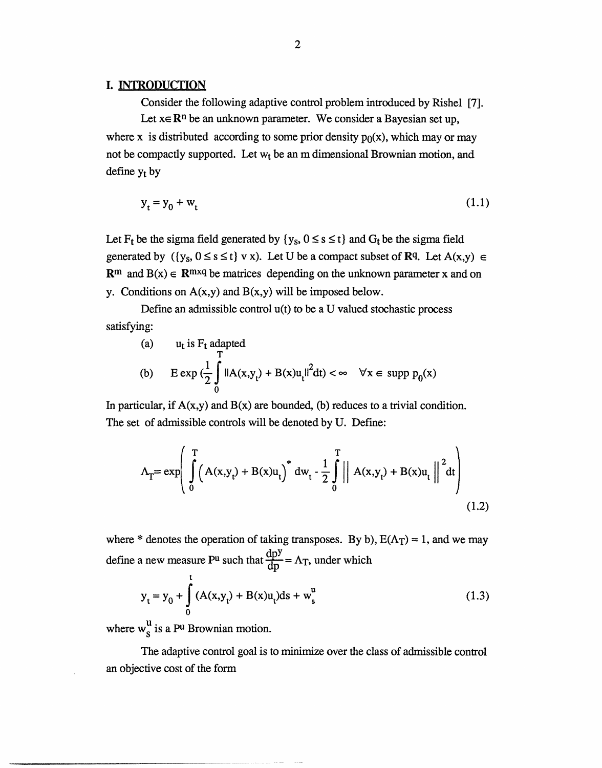## I. INTRODUCTION

Consider the following adaptive control problem introduced by Rishel [7].

Let $x \in \mathbf{R}^n$ be an unknown parameter. We consider a Bayesian set up, where x is distributed according to some prior density $p_0(x)$, which may or may not be compactly supported. Let $w_t$ be an m dimensional Brownian motion, and define $y_t$ by

$$y_t = y_0 + w_t \tag{1.1}$$

Let $F_t$ be the sigma field generated by $\{y_s, 0 \le s \le t\}$ and $G_t$ be the sigma field generated by $(\{y_s, 0 \le s \le t\} \vee x)$. Let U be a compact subset of $\mathbf{R}^q$. Let $A(x,y) \in \mathbf{R}^m$ and $B(x) \in \mathbf{R}^{m \times q}$ be matrices depending on the unknown parameter x and on y. Conditions on A(x,y) and B(x,y) will be imposed below.

Define an admissible control u(t) to be a U valued stochastic process satisfying:

(a) $u_t$ is $F_t$ adapted

(b) $E \exp\left(\frac{1}{2}\int_0^T \|A(x,y_t) + B(x)u_t\|^2 dt\right) < \infty \quad \forall x \in \text{supp } p_0(x)$

In particular, if A(x,y) and B(x) are bounded, (b) reduces to a trivial condition. The set of admissible controls will be denoted by U. Define:

$$\Lambda_T = \exp\left(\int_0^T \left(A(x,y_t) + B(x)u_t\right)^* dw_t - \frac{1}{2}\int_0^T \left\| A(x,y_t) + B(x)u_t \right\|^2 dt\right) \tag{1.2}$$

where * denotes the operation of taking transposes. By b), $E(\Lambda_T) = 1$, and we may define a new measure $P^u$ such that $\frac{dp^y}{dp} = \Lambda_T$, under which

$$y_t = y_0 + \int_0^t (A(x,y_t) + B(x)u_t)ds + w_s^u \tag{1.3}$$

where $w_s^u$ is a $P^u$ Brownian motion.

The adaptive control goal is to minimize over the class of admissible control an objective cost of the form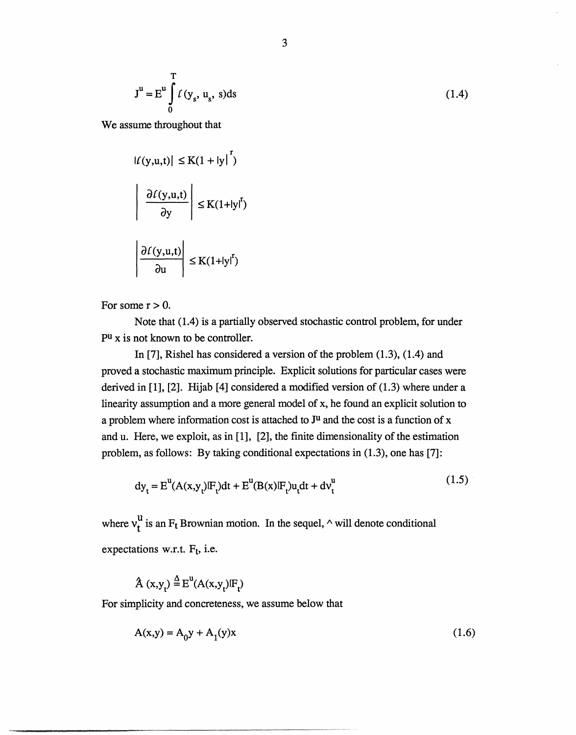$$J^u = E^u \int_0^T \ell(y_s, u_s, s)ds \tag{1.4}$$

We assume throughout that

$$|\ell(y,u,t)| \leq K(1 + |y|^r)$$

$$\left| \frac{\partial \ell(y,u,t)}{\partial y} \right| \leq K(1+|y|^r)$$

$$\left| \frac{\partial \ell(y,u,t)}{\partial u} \right| \leq K(1+|y|^r)$$

For some $r > 0$.

Note that (1.4) is a partially observed stochastic control problem, for under $P^u$ x is not known to be controller.

In [7], Rishel has considered a version of the problem (1.3), (1.4) and proved a stochastic maximum principle. Explicit solutions for particular cases were derived in [1], [2]. Hijab [4] considered a modified version of (1.3) where under a linearity assumption and a more general model of x, he found an explicit solution to a problem where information cost is attached to $J^u$ and the cost is a function of x and u. Here, we exploit, as in [1], [2], the finite dimensionality of the estimation problem, as follows: By taking conditional expectations in (1.3), one has [7]:

$$dy_t = E^u(A(x,y_t)|F_t)dt + E^u(B(x)|F_t)u_t dt + dv_t^u \tag{1.5}$$

where $v_t^u$ is an $F_t$ Brownian motion. In the sequel, ^ will denote conditional expectations w.r.t. $F_t$, i.e.

$$\hat{A}(x,y_t) \triangleq E^u(A(x,y_t)|F_t)$$

For simplicity and concreteness, we assume below that

$$A(x,y) = A_0 y + A_1(y)x \tag{1.6}$$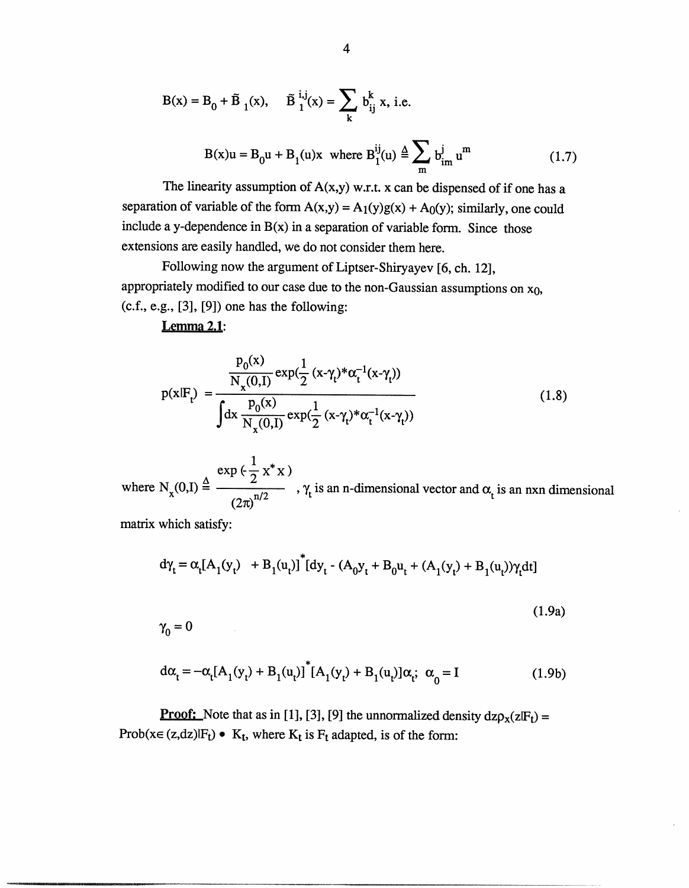$$B(x) = B_0 + \tilde{B}_1(x), \quad \tilde{B}_1^{i,j}(x) = \sum_k b_{ij}^k x, \text{ i.e.}$$

$$B(x)u = B_0 u + B_1(u)x \text{ where } B_1^{ij}(u) \triangleq \sum_m b_{im}^j u^m \tag{1.7}$$

The linearity assumption of $A(x,y)$ w.r.t. $x$ can be dispensed of if one has a separation of variable of the form $A(x,y) = A_1(y)g(x) + A_0(y)$; similarly, one could include a y-dependence in $B(x)$ in a separation of variable form. Since those extensions are easily handled, we do not consider them here.

Following now the argument of Liptser-Shiryayev [6, ch. 12], appropriately modified to our case due to the non-Gaussian assumptions on $x_0$, (c.f., e.g., [3], [9]) one has the following:

**Lemma 2.1**:

$$p(x|F_t) = \frac{\dfrac{p_0(x)}{N_x(0,I)} \exp(\frac{1}{2}(x-\gamma_t)^* \alpha_t^{-1}(x-\gamma_t))}{\displaystyle\int dx \frac{p_0(x)}{N_x(0,I)} \exp(\frac{1}{2}(x-\gamma_t)^* \alpha_t^{-1}(x-\gamma_t))} \tag{1.8}$$

where $N_x(0,I) \triangleq \dfrac{\exp(-\frac{1}{2}x^* x)}{(2\pi)^{n/2}}$, $\gamma_t$ is an n-dimensional vector and $\alpha_t$ is an nxn dimensional matrix which satisfy:

$$d\gamma_t = \alpha_t[A_1(y_t) + B_1(u_t)]^*[dy_t - (A_0 y_t + B_0 u_t + (A_1(y_t) + B_1(u_t))\gamma_t dt]$$

$$\gamma_0 = 0 \tag{1.9a}$$

$$d\alpha_t = -\alpha_t[A_1(y_t) + B_1(u_t)]^*[A_1(y_t) + B_1(u_t)]\alpha_t; \; \alpha_0 = I \tag{1.9b}$$

**Proof:** Note that as in [1], [3], [9] the unnormalized density $dz\rho_x(z|F_t) = \text{Prob}(x \in (z,dz)|F_t) \bullet K_t$, where $K_t$ is $F_t$ adapted, is of the form: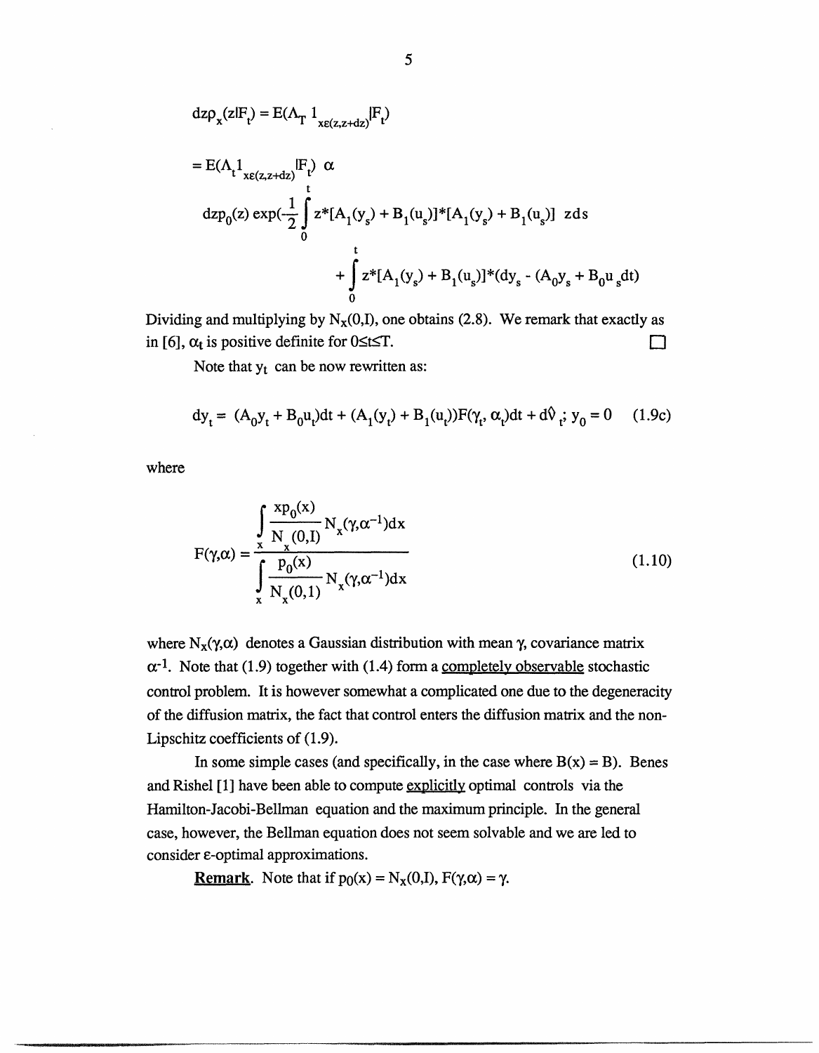$$dz\rho_x(z|F_t) = E(\Lambda_T 1_{x\varepsilon(z,z+dz)}|F_t)$$

$$= E(\Lambda_t 1_{x\varepsilon(z,z+dz)}|F_t) \ \alpha$$

$$dzp_0(z) \exp(-\frac{1}{2}\int_0^t z^*[A_1(y_s) + B_1(u_s)]^*[A_1(y_s) + B_1(u_s)] \ zds$$

$$+ \int_0^t z^*[A_1(y_s) + B_1(u_s)]^*(dy_s - (A_0y_s + B_0u_s dt)$$

Dividing and multiplying by $N_x(0,I)$, one obtains (2.8). We remark that exactly as in [6], $\alpha_t$ is positive definite for $0 \le t \le T$. □

Note that $y_t$ can be now rewritten as:

$$dy_t = (A_0y_t + B_0u_t)dt + (A_1(y_t) + B_1(u_t))F(\gamma_t, \alpha_t)dt + d\hat{v}_t; \ y_0 = 0 \qquad (1.9c)$$

where

$$F(\gamma,\alpha) = \frac{\int_x \frac{xp_0(x)}{N_x(0,I)} N_x(\gamma,\alpha^{-1})dx}{\int_x \frac{p_0(x)}{N_x(0,1)} N_x(\gamma,\alpha^{-1})dx} \qquad (1.10)$$

where $N_x(\gamma,\alpha)$ denotes a Gaussian distribution with mean $\gamma$, covariance matrix $\alpha^{-1}$. Note that (1.9) together with (1.4) form a <u>completely observable</u> stochastic control problem. It is however somewhat a complicated one due to the degeneracity of the diffusion matrix, the fact that control enters the diffusion matrix and the non-Lipschitz coefficients of (1.9).

In some simple cases (and specifically, in the case where $B(x) = B$). Benes and Rishel [1] have been able to compute <u>explicitly</u> optimal controls via the Hamilton-Jacobi-Bellman equation and the maximum principle. In the general case, however, the Bellman equation does not seem solvable and we are led to consider $\varepsilon$-optimal approximations.

**<u>Remark</u>**. Note that if $p_0(x) = N_x(0,I)$, $F(\gamma,\alpha) = \gamma$.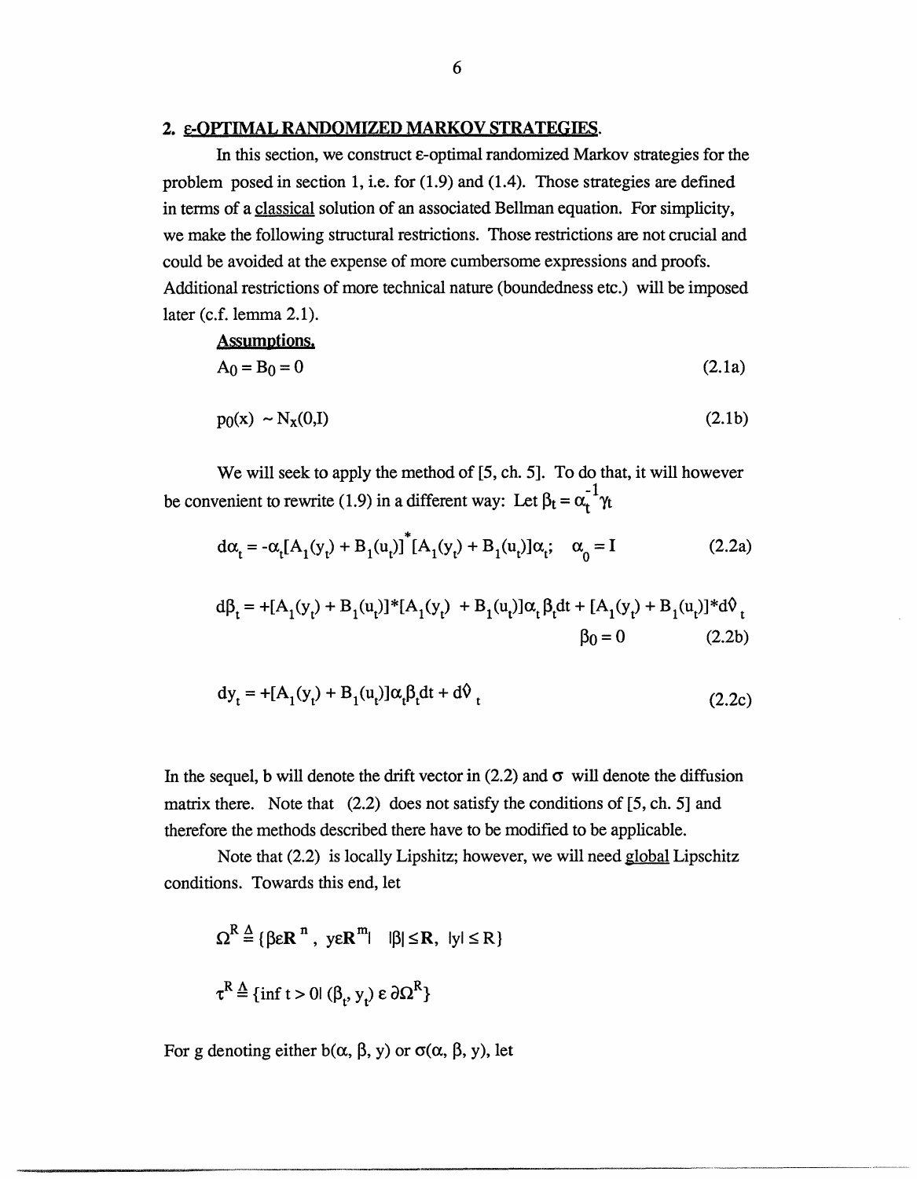## 2. ε-OPTIMAL RANDOMIZED MARKOV STRATEGIES.

In this section, we construct ε-optimal randomized Markov strategies for the problem posed in section 1, i.e. for (1.9) and (1.4). Those strategies are defined in terms of a classical solution of an associated Bellman equation. For simplicity, we make the following structural restrictions. Those restrictions are not crucial and could be avoided at the expense of more cumbersome expressions and proofs. Additional restrictions of more technical nature (boundedness etc.) will be imposed later (c.f. lemma 2.1).

**Assumptions.**

$$A_0 = B_0 = 0 \tag{2.1a}$$

$$p_0(x) \sim N_x(0,I) \tag{2.1b}$$

We will seek to apply the method of [5, ch. 5]. To do that, it will however be convenient to rewrite (1.9) in a different way: Let $\beta_t = \alpha_t^{-1}\gamma_t$

$$d\alpha_t = -\alpha_t[A_1(y_t) + B_1(u_t)]^*[A_1(y_t) + B_1(u_t)]\alpha_t; \quad \alpha_0 = I \tag{2.2a}$$

$$d\beta_t = +[A_1(y_t) + B_1(u_t)]^*[A_1(y_t) + B_1(u_t)]\alpha_t\beta_t dt + [A_1(y_t) + B_1(u_t)]^* d\hat{v}_t \qquad \beta_0 = 0 \tag{2.2b}$$

$$dy_t = +[A_1(y_t) + B_1(u_t)]\alpha_t\beta_t dt + d\hat{v}_t \tag{2.2c}$$

In the sequel, b will denote the drift vector in (2.2) and $\sigma$ will denote the diffusion matrix there. Note that (2.2) does not satisfy the conditions of [5, ch. 5] and therefore the methods described there have to be modified to be applicable.

Note that (2.2) is locally Lipshitz; however, we will need global Lipschitz conditions. Towards this end, let

$$\Omega^R \triangleq \{\beta \varepsilon \mathbf{R}^n, \; y \varepsilon \mathbf{R}^m | \;\; |\beta| \leq \mathbf{R}, \; |y| \leq R\}$$

$$\tau^R \triangleq \{\inf t > 0 | \; (\beta_t, y_t) \; \varepsilon \; \partial\Omega^R\}$$

For g denoting either $b(\alpha, \beta, y)$ or $\sigma(\alpha, \beta, y)$, let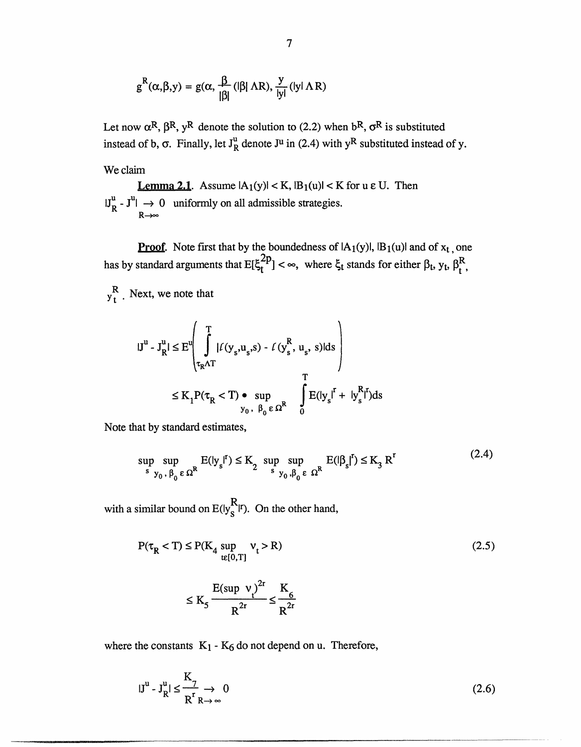$$g^R(\alpha,\beta,y) = g(\alpha, \frac{\beta}{|\beta|}(|\beta| \wedge R), \frac{y}{|y|}(|y| \wedge R)$$

Let now $\alpha^R$, $\beta^R$, $y^R$ denote the solution to (2.2) when $b^R$, $\sigma^R$ is substituted instead of b, $\sigma$. Finally, let $J^u_R$ denote $J^u$ in (2.4) with $y^R$ substituted instead of y.

We claim

**Lemma 2.1**. Assume $|A_1(y)| < K$, $|B_1(u)| < K$ for $u \varepsilon U$. Then $|J^u_R - J^u| \underset{R\to\infty}{\to} 0$ uniformly on all admissible strategies.

**Proof**. Note first that by the boundedness of $|A_1(y)|$, $|B_1(u)|$ and of $x_t$, one has by standard arguments that $E[\xi_t^{2p}] < \infty$, where $\xi_t$ stands for either $\beta_t$, $y_t$, $\beta^R_t$, $y^R_t$. Next, we note that

$$|J^u - J^u_R| \leq E^u \left( \int_{\tau_R \wedge T}^{T} |\ell(y_s,u_s,s) - \ell(y^R_s, u_s, s)|ds \right)$$

$$\leq K_1 P(\tau_R < T) \bullet \sup_{y_0,\, \beta_0 \,\varepsilon\, \Omega^R} \int_0^T E(|y_s|^r + |y^R_s|^r)ds$$

Note that by standard estimates,

$$\sup_s \sup_{y_0,\, \beta_0 \,\varepsilon\, \Omega^R} E(|y_s|^r) \leq K_2 \sup_s \sup_{y_0,\beta_0 \,\varepsilon\, \Omega^R} E(|\beta_s|^r) \leq K_3 R^r \tag{2.4}$$

with a similar bound on $E(|y^R_s|^r)$. On the other hand,

$$P(\tau_R < T) \leq P(K_4 \sup_{t\varepsilon[0,T]} v_t > R) \tag{2.5}$$

$$\leq K_5 \frac{E(\sup v_t)^{2r}}{R^{2r}} \leq \frac{K_6}{R^{2r}}$$

where the constants $K_1$ - $K_6$ do not depend on u. Therefore,

$$|J^u - J^u_R| \leq \frac{K_7}{R^r} \underset{R\to\infty}{\to} 0 \tag{2.6}$$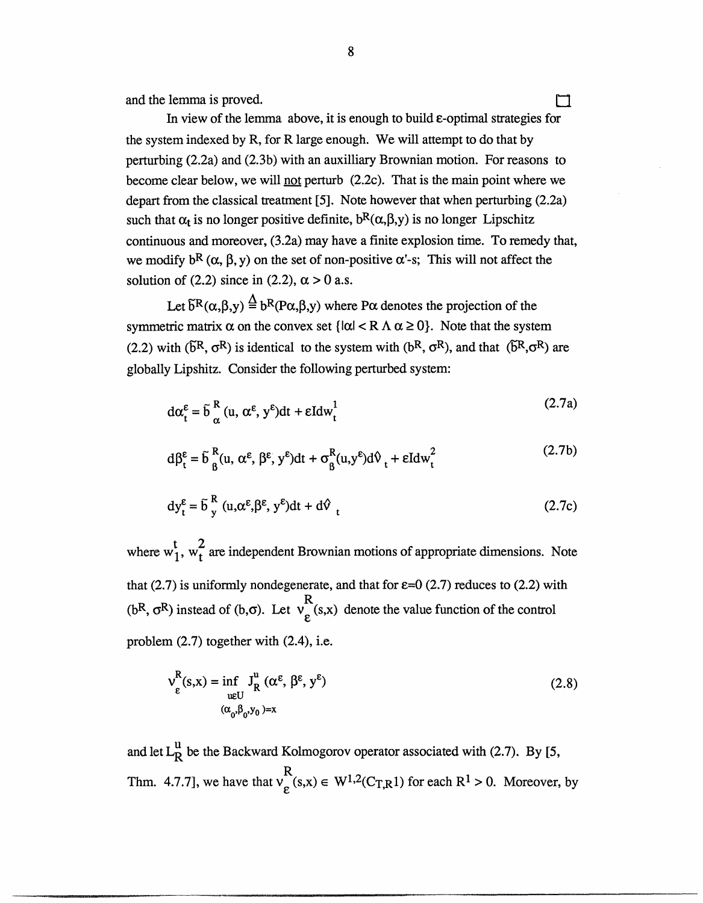and the lemma is proved. □

In view of the lemma above, it is enough to build ε-optimal strategies for the system indexed by R, for R large enough. We will attempt to do that by perturbing (2.2a) and (2.3b) with an auxilliary Brownian motion. For reasons to become clear below, we will not perturb (2.2c). That is the main point where we depart from the classical treatment [5]. Note however that when perturbing (2.2a) such that $\alpha_t$ is no longer positive definite, $b^R(\alpha,\beta,y)$ is no longer Lipschitz continuous and moreover, (3.2a) may have a finite explosion time. To remedy that, we modify $b^R(\alpha, \beta, y)$ on the set of non-positive $\alpha$'-s; This will not affect the solution of (2.2) since in (2.2), $\alpha > 0$ a.s.

Let $\tilde{b}^R(\alpha,\beta,y) \triangleq b^R(P\alpha,\beta,y)$ where $P\alpha$ denotes the projection of the symmetric matrix $\alpha$ on the convex set $\{|\alpha| < R \wedge \alpha \geq 0\}$. Note that the system (2.2) with $(\tilde{b}^R, \sigma^R)$ is identical to the system with $(b^R, \sigma^R)$, and that $(\tilde{b}^R,\sigma^R)$ are globally Lipshitz. Consider the following perturbed system:

$$d\alpha_t^\varepsilon = \tilde{b}_\alpha^R(u, \alpha^\varepsilon, y^\varepsilon)dt + \varepsilon I dw_t^1 \tag{2.7a}$$

$$d\beta_t^\varepsilon = \tilde{b}_\beta^R(u, \alpha^\varepsilon, \beta^\varepsilon, y^\varepsilon)dt + \sigma_\beta^R(u,y^\varepsilon)d\hat{v}_t + \varepsilon I dw_t^2 \tag{2.7b}$$

$$dy_t^\varepsilon = \tilde{b}_y^R(u,\alpha^\varepsilon,\beta^\varepsilon, y^\varepsilon)dt + d\hat{v}_t \tag{2.7c}$$

where $w_1^t$, $w_t^2$ are independent Brownian motions of appropriate dimensions. Note that (2.7) is uniformly nondegenerate, and that for $\varepsilon=0$ (2.7) reduces to (2.2) with $(b^R, \sigma^R)$ instead of $(b,\sigma)$. Let $v_\varepsilon^R(s,x)$ denote the value function of the control problem (2.7) together with (2.4), i.e.

$$v_\varepsilon^R(s,x) = \inf_{\substack{u\in U \\ (\alpha_0,\beta_0,y_0)=x}} J_R^u(\alpha^\varepsilon, \beta^\varepsilon, y^\varepsilon) \tag{2.8}$$

and let $L_R^u$ be the Backward Kolmogorov operator associated with (2.7). By [5, Thm. 4.7.7], we have that $v_\varepsilon^R(s,x) \in W^{1,2}(C_{T,R^1})$ for each $R^1 > 0$. Moreover, by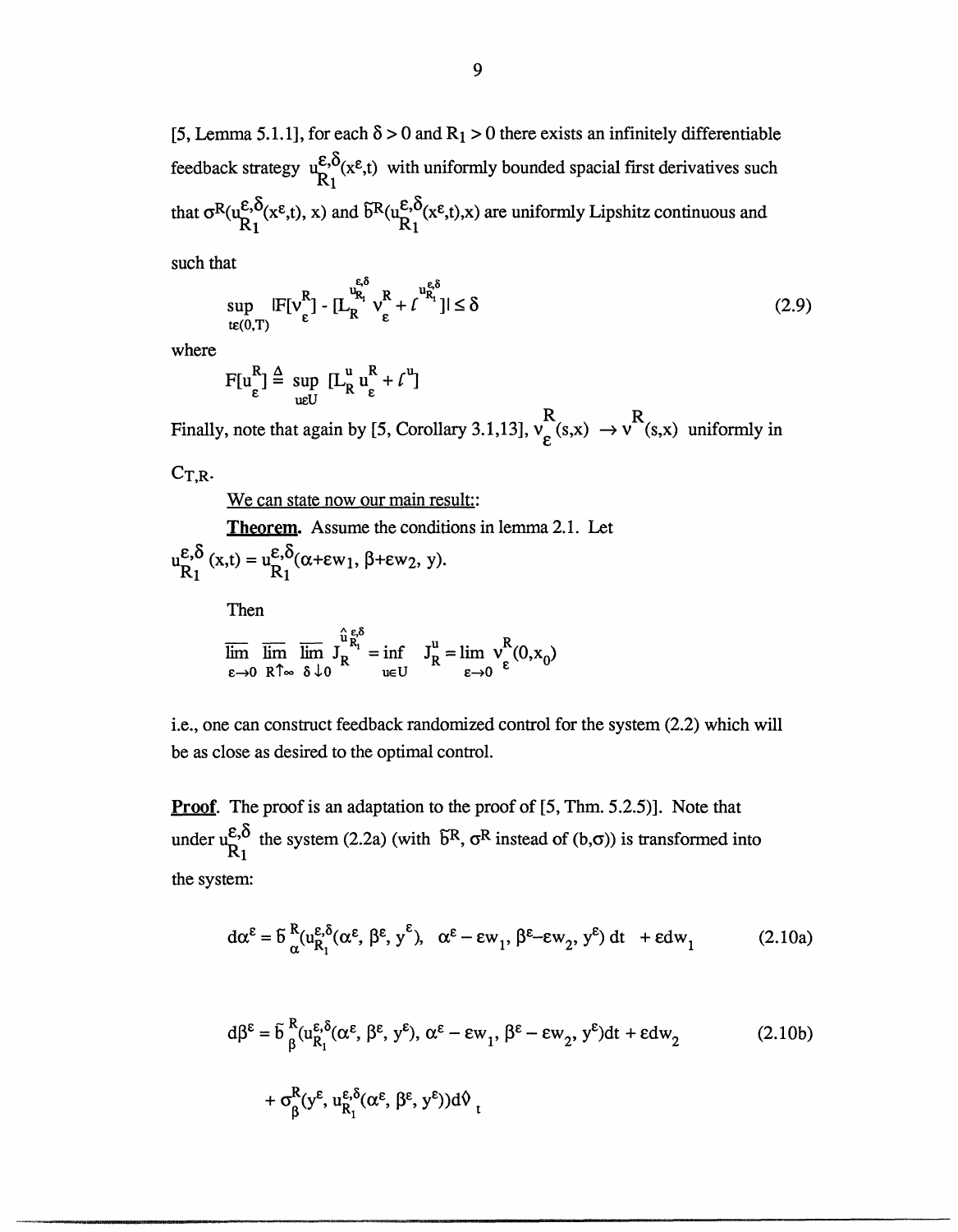[5, Lemma 5.1.1], for each $\delta > 0$ and $R_1 > 0$ there exists an infinitely differentiable feedback strategy $u^{\varepsilon,\delta}_{R_1}(x^\varepsilon,t)$ with uniformly bounded spacial first derivatives such that $\sigma^R(u^{\varepsilon,\delta}_{R_1}(x^\varepsilon,t), x)$ and $\tilde{b}^R(u^{\varepsilon,\delta}_{R_1}(x^\varepsilon,t),x)$ are uniformly Lipshitz continuous and such that

$$\sup_{t\varepsilon(0,T)} |F[v^R_\varepsilon] - [L_R^{u^{\varepsilon,\delta}_{R_1}} v^R_\varepsilon + \ell^{u^{\varepsilon,\delta}_{R_1}}]| \leq \delta \tag{2.9}$$

where

$$F[u^R_\varepsilon] \triangleq \sup_{u\varepsilon U} [L^u_R u^R_\varepsilon + \ell^u]$$

Finally, note that again by [5, Corollary 3.1,13], $v^R_\varepsilon(s,x) \to v^R(s,x)$ uniformly in $C_{T,R}$.

<u>We can state now our main result::</u>

**<u>Theorem</u>.** Assume the conditions in lemma 2.1. Let $u^{\varepsilon,\delta}_{R_1}(x,t) = u^{\varepsilon,\delta}_{R_1}(\alpha+\varepsilon w_1, \beta+\varepsilon w_2, y)$.

Then

$$\overline{\lim_{\varepsilon\to 0}}\ \overline{\lim_{R\uparrow\infty}}\ \overline{\lim_{\delta\downarrow 0}}\ J_R^{\hat{u}^{\varepsilon,\delta}_{R_1}} = \inf_{u\in U} J^u_R = \lim_{\varepsilon\to 0} v^R_\varepsilon(0,x_0)$$

i.e., one can construct feedback randomized control for the system (2.2) which will be as close as desired to the optimal control.

**<u>Proof</u>.** The proof is an adaptation to the proof of [5, Thm. 5.2.5)]. Note that under $u^{\varepsilon,\delta}_{R_1}$ the system (2.2a) (with $\tilde{b}^R$, $\sigma^R$ instead of $(b,\sigma)$) is transformed into the system:

$$d\alpha^\varepsilon = \tilde{b}^R_\alpha(u^{\varepsilon,\delta}_{R_1}(\alpha^\varepsilon, \beta^\varepsilon, y^\varepsilon),\ \ \alpha^\varepsilon - \varepsilon w_1, \beta^\varepsilon - \varepsilon w_2, y^\varepsilon)\, dt\ \ + \varepsilon dw_1 \tag{2.10a}$$

$$d\beta^\varepsilon = \tilde{b}^R_\beta(u^{\varepsilon,\delta}_{R_1}(\alpha^\varepsilon, \beta^\varepsilon, y^\varepsilon), \alpha^\varepsilon - \varepsilon w_1, \beta^\varepsilon - \varepsilon w_2, y^\varepsilon)dt + \varepsilon dw_2 \tag{2.10b}$$

$$+ \sigma^R_\beta(y^\varepsilon, u^{\varepsilon,\delta}_{R_1}(\alpha^\varepsilon, \beta^\varepsilon, y^\varepsilon))d\vartheta_t$$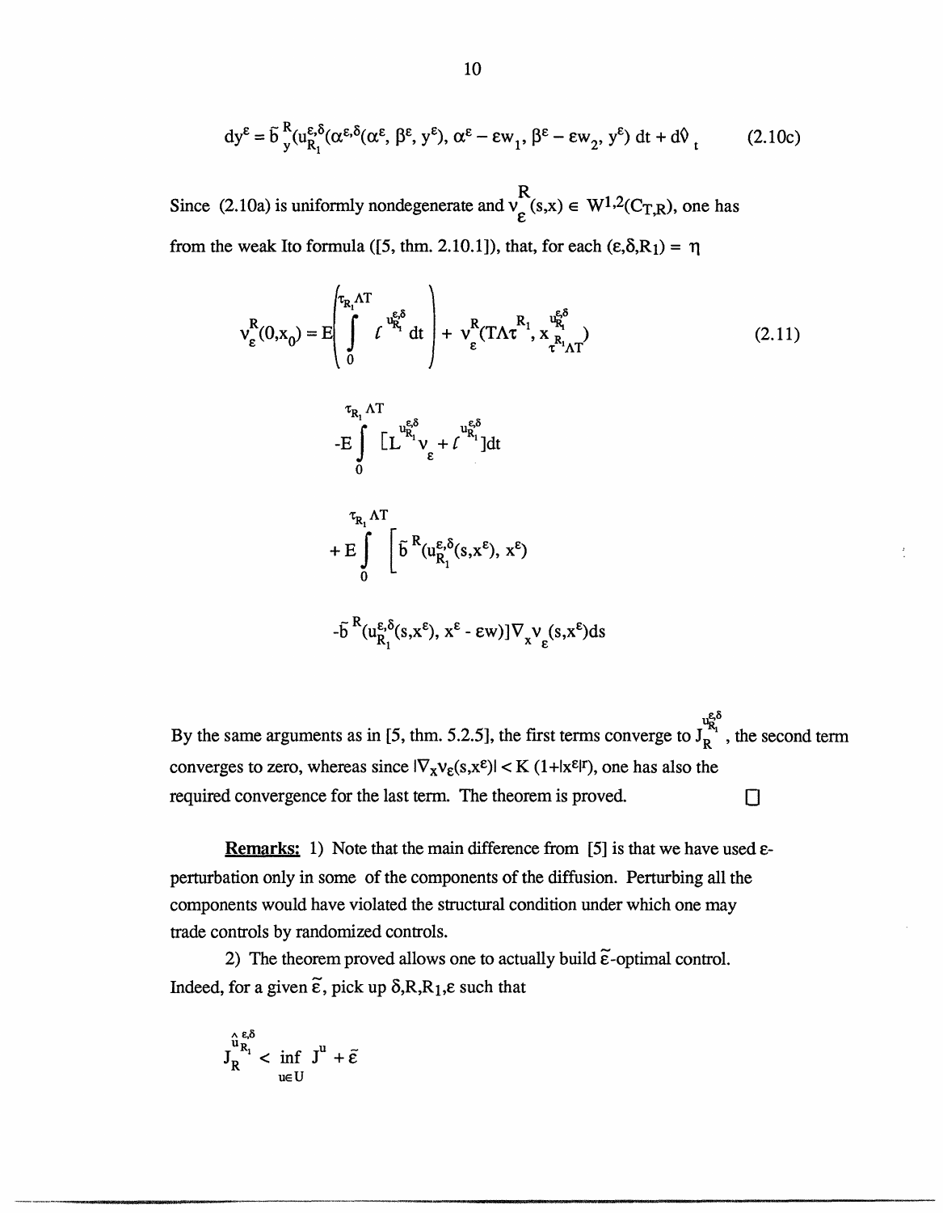$$dy^{\varepsilon} = \tilde{b}^{R}_{y}(u^{\varepsilon,\delta}_{R_1}(\alpha^{\varepsilon,\delta}(\alpha^{\varepsilon}, \beta^{\varepsilon}, y^{\varepsilon}), \alpha^{\varepsilon} - \varepsilon w_1, \beta^{\varepsilon} - \varepsilon w_2, y^{\varepsilon})\, dt + d\hat{v}_t \tag{2.10c}$$

Since (2.10a) is uniformly nondegenerate and $v^{R}_{\varepsilon}(s,x) \in W^{1,2}(C_{T,R})$, one has from the weak Ito formula ([5, thm. 2.10.1]), that, for each $(\varepsilon,\delta,R_1) = \eta$

$$v^{R}_{\varepsilon}(0,x_0) = E\left(\int_0^{\tau_{R_1}\wedge T} \ell^{u^{\varepsilon,\delta}_{R_1}}\, dt\right) + v^{R}_{\varepsilon}(T\wedge\tau^{R_1}, x^{u^{\varepsilon,\delta}_{R_1}}_{\tau^{R_1}\wedge T}) \tag{2.11}$$

$$-E\int_0^{\tau_{R_1}\wedge T} [L^{u^{\varepsilon,\delta}_{R_1}} v_{\varepsilon} + \ell^{u^{\varepsilon,\delta}_{R_1}}]dt$$

$$+E\int_0^{\tau_{R_1}\wedge T} \Big[\tilde{b}^{R}(u^{\varepsilon,\delta}_{R_1}(s,x^{\varepsilon}), x^{\varepsilon})$$

$$-\tilde{b}^{R}(u^{\varepsilon,\delta}_{R_1}(s,x^{\varepsilon}), x^{\varepsilon} - \varepsilon w)\Big]\nabla_x v_{\varepsilon}(s,x^{\varepsilon})ds$$

By the same arguments as in [5, thm. 5.2.5], the first terms converge to $J_R^{u^{\varepsilon,\delta}_{R_1}}$, the second term converges to zero, whereas since $|\nabla_x v_{\varepsilon}(s,x^{\varepsilon})| < K\,(1+|x^{\varepsilon}|^{r})$, one has also the required convergence for the last term. The theorem is proved. □

**Remarks:** 1) Note that the main difference from [5] is that we have used $\varepsilon$-perturbation only in some of the components of the diffusion. Perturbing all the components would have violated the structural condition under which one may trade controls by randomized controls.

2) The theorem proved allows one to actually build $\tilde{\varepsilon}$-optimal control. Indeed, for a given $\tilde{\varepsilon}$, pick up $\delta, R, R_1, \varepsilon$ such that

$$J_R^{\hat{u}^{\varepsilon,\delta}_{R_1}} < \inf_{u\in U} J^{u} + \tilde{\varepsilon}$$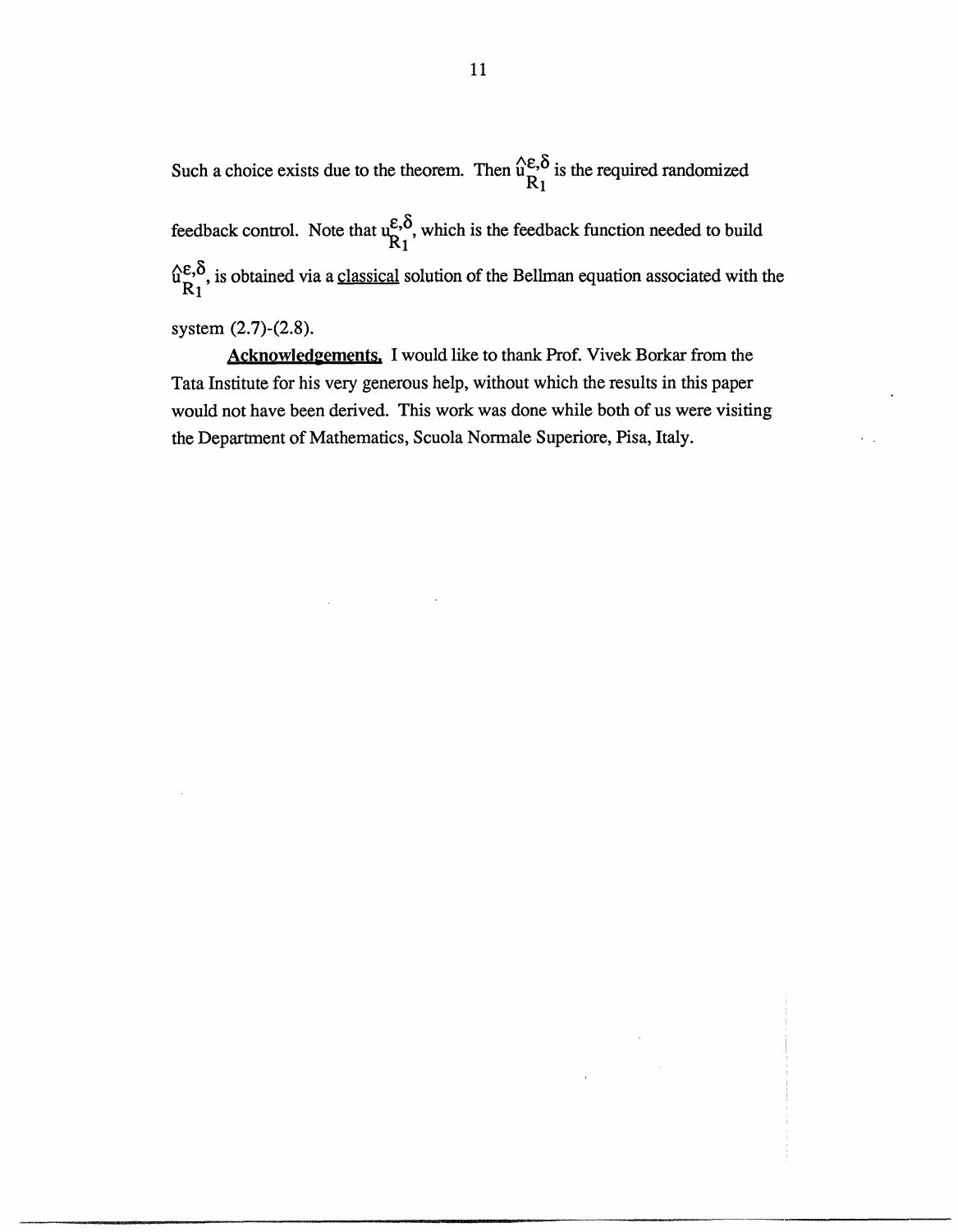Such a choice exists due to the theorem. Then $\hat{u}^{\varepsilon,\delta}_{R_1}$ is the required randomized feedback control. Note that $u^{\varepsilon,\delta}_{R_1}$, which is the feedback function needed to build $\hat{u}^{\varepsilon,\delta}_{R_1}$, is obtained via a classical solution of the Bellman equation associated with the system (2.7)-(2.8).

**Acknowledgements.** I would like to thank Prof. Vivek Borkar from the Tata Institute for his very generous help, without which the results in this paper would not have been derived. This work was done while both of us were visiting the Department of Mathematics, Scuola Normale Superiore, Pisa, Italy.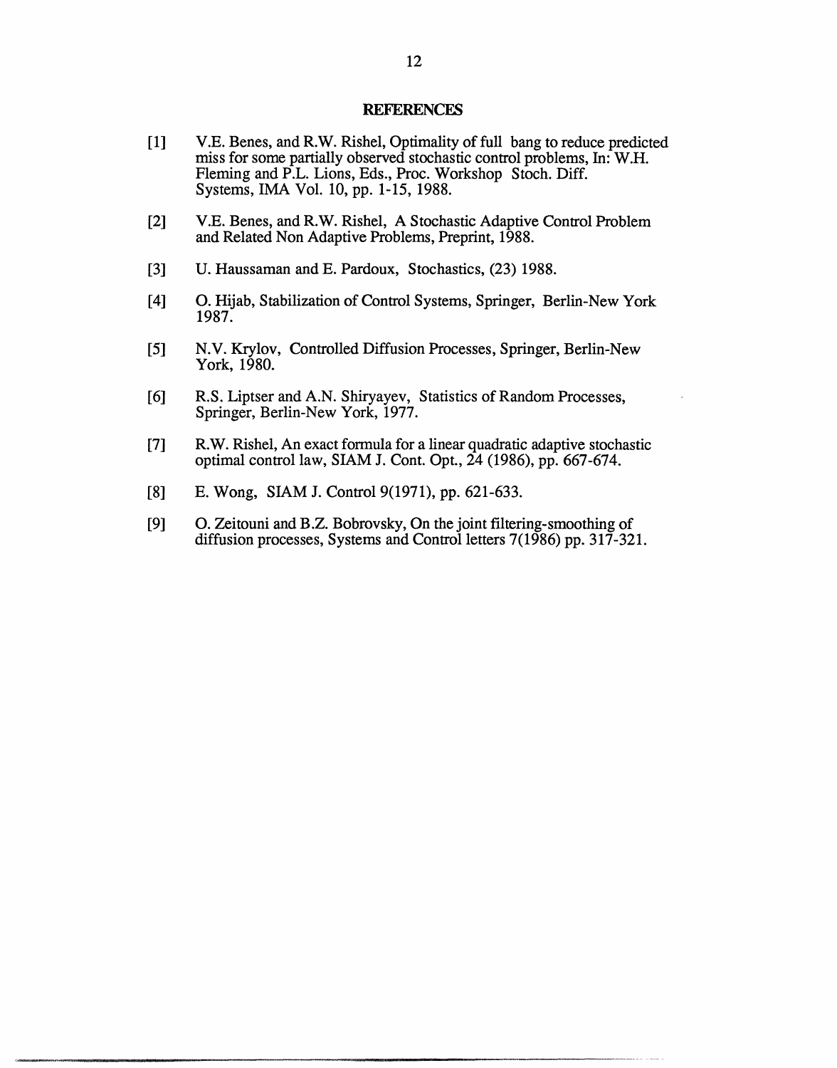## REFERENCES

[1] V.E. Benes, and R.W. Rishel, Optimality of full bang to reduce predicted miss for some partially observed stochastic control problems, In: W.H. Fleming and P.L. Lions, Eds., Proc. Workshop Stoch. Diff. Systems, IMA Vol. 10, pp. 1-15, 1988.

[2] V.E. Benes, and R.W. Rishel, A Stochastic Adaptive Control Problem and Related Non Adaptive Problems, Preprint, 1988.

[3] U. Haussaman and E. Pardoux, Stochastics, (23) 1988.

[4] O. Hijab, Stabilization of Control Systems, Springer, Berlin-New York 1987.

[5] N.V. Krylov, Controlled Diffusion Processes, Springer, Berlin-New York, 1980.

[6] R.S. Liptser and A.N. Shiryayev, Statistics of Random Processes, Springer, Berlin-New York, 1977.

[7] R.W. Rishel, An exact formula for a linear quadratic adaptive stochastic optimal control law, SIAM J. Cont. Opt., 24 (1986), pp. 667-674.

[8] E. Wong, SIAM J. Control 9(1971), pp. 621-633.

[9] O. Zeitouni and B.Z. Bobrovsky, On the joint filtering-smoothing of diffusion processes, Systems and Control letters 7(1986) pp. 317-321.